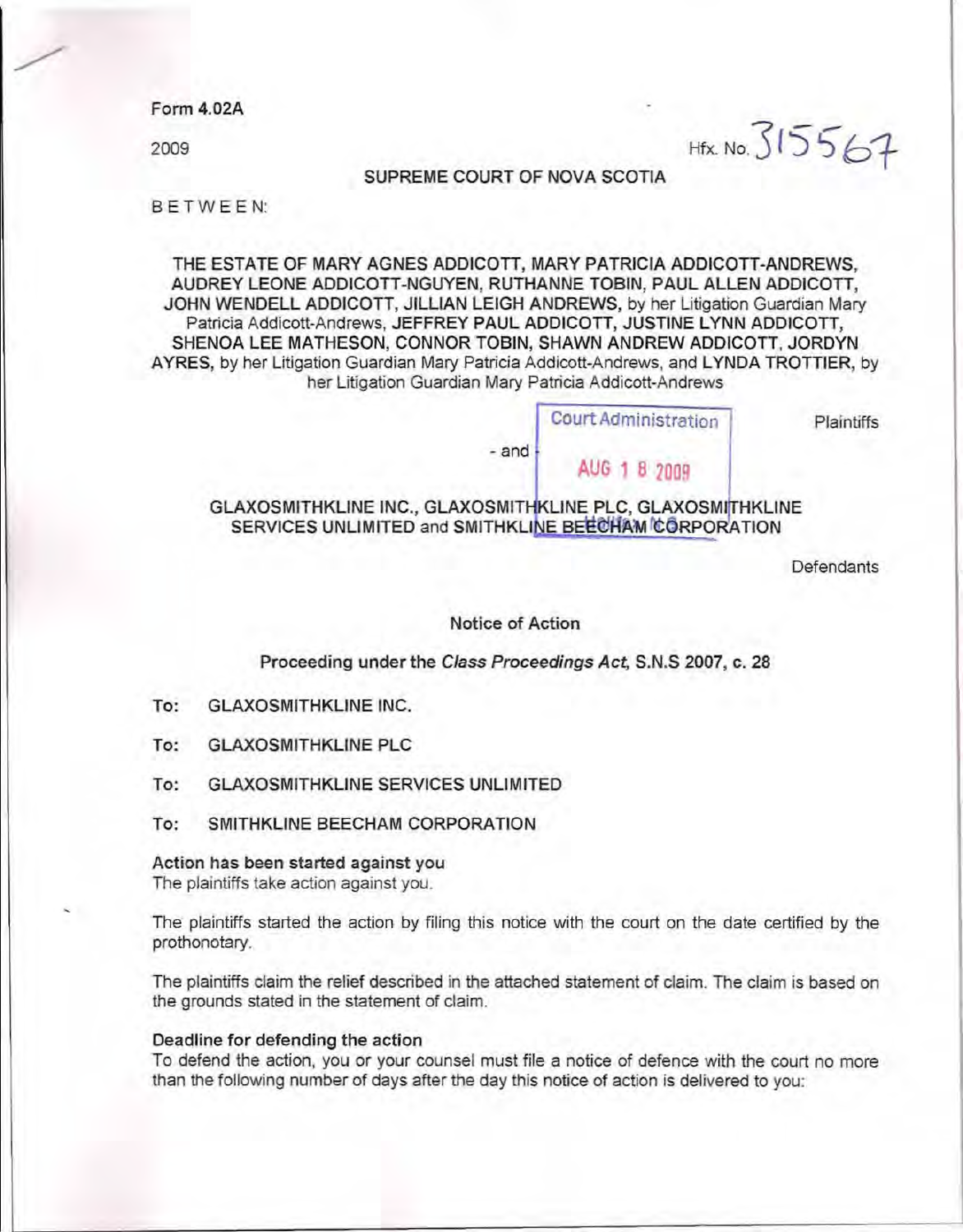Form 4.02A

2009

Hfx. No. 315567

SUPREME COURT OF NOVA SCOTIA

BETWEEN:

**THE ESTATE OF MARY AGNES ADDICOTT, MARY PATRICIA ADDICOTT-ANDREWS, AUDREY LEONE ADDICOTT-NGUYEN, RUTHANNE TOBIN, PAUL ALLEN ADDICOTT, JOHN WENDELL ADDICOTT, JILLIAN LEIGH ANDREWS,** by her Litigation Guardian Mary Patricia Addicott-Andrews, **JEFFREY PAUL ADDICOTT, JUSTINE LYNN ADDICOTT, SHENOA LEE MATHESON, CONNOR TOBIN, SHAWN ANDREW ADDICOTT, JORDYN AYRES,** by her Litigation Guardian Mary Patricia Addicott-Andrews, and **LYNDA TROTTIER,** by her Litigation Guardian Mary Patricia Addicott-Andrews

Plaintiffs

Court Administration

AUG 18 2009

\- and -

**GLAXOSMITHKLINE INC., GLAXOSMITHKLINE PLC, GLAXOSMITHKLINE SERVICES UNLIMITED and SMITHKLINE BEECHAM CORPORATION**

Defendants

## Notice of Action

### Proceeding under the *Class Proceedings Act*, S.N.S 2007, c. 28

**To: GLAXOSMITHKLINE INC.**

**To: GLAXOSMITHKLINE PLC**

**To: GLAXOSMITHKLINE SERVICES UNLIMITED**

**To: SMITHKLINE BEECHAM CORPORATION**

**Action has been started against you**

The plaintiffs take action against you.

The plaintiffs started the action by filing this notice with the court on the date certified by the prothonotary.

The plaintiffs claim the relief described in the attached statement of claim. The claim is based on the grounds stated in the statement of claim.

**Deadline for defending the action**

To defend the action, you or your counsel must file a notice of defence with the court no more than the following number of days after the day this notice of action is delivered to you: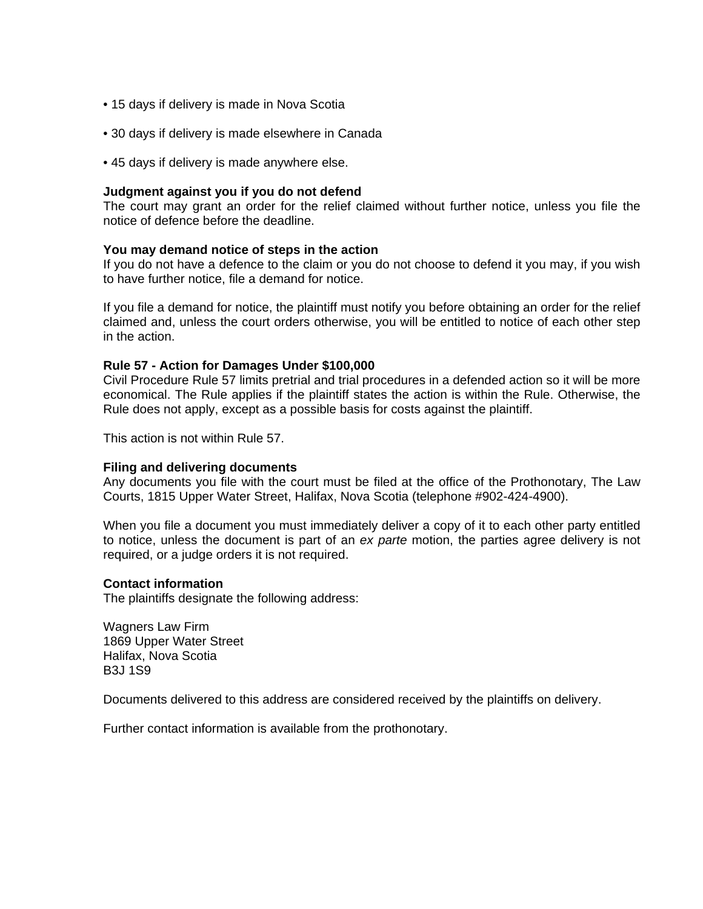- 15 days if delivery is made in Nova Scotia
- 30 days if delivery is made elsewhere in Canada
- 45 days if delivery is made anywhere else.

**Judgment against you if you do not defend**
The court may grant an order for the relief claimed without further notice, unless you file the notice of defence before the deadline.

**You may demand notice of steps in the action**
If you do not have a defence to the claim or you do not choose to defend it you may, if you wish to have further notice, file a demand for notice.

If you file a demand for notice, the plaintiff must notify you before obtaining an order for the relief claimed and, unless the court orders otherwise, you will be entitled to notice of each other step in the action.

**Rule 57 - Action for Damages Under $100,000**
Civil Procedure Rule 57 limits pretrial and trial procedures in a defended action so it will be more economical. The Rule applies if the plaintiff states the action is within the Rule. Otherwise, the Rule does not apply, except as a possible basis for costs against the plaintiff.

This action is not within Rule 57.

**Filing and delivering documents**
Any documents you file with the court must be filed at the office of the Prothonotary, The Law Courts, 1815 Upper Water Street, Halifax, Nova Scotia (telephone #902-424-4900).

When you file a document you must immediately deliver a copy of it to each other party entitled to notice, unless the document is part of an *ex parte* motion, the parties agree delivery is not required, or a judge orders it is not required.

**Contact information**
The plaintiffs designate the following address:

Wagners Law Firm
1869 Upper Water Street
Halifax, Nova Scotia
B3J 1S9

Documents delivered to this address are considered received by the plaintiffs on delivery.

Further contact information is available from the prothonotary.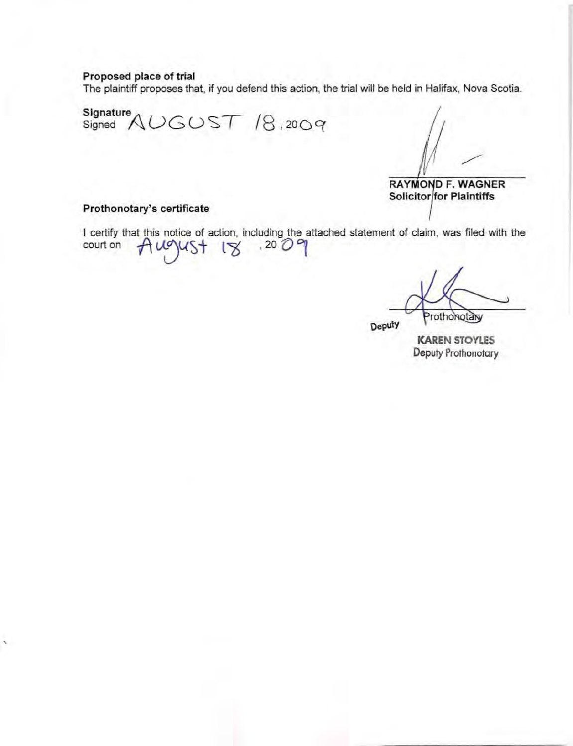**Proposed place of trial**

The plaintiff proposes that, if you defend this action, the trial will be held in Halifax, Nova Scotia.

**Signature**

Signed AUGUST 18, 2009

RAYMOND F. WAGNER
**Solicitor for Plaintiffs**

**Prothonotary's certificate**

I certify that this notice of action, including the attached statement of claim, was filed with the court on August 18, 2009

Deputy Prothonotary

KAREN STOYLES
Deputy Prothonotary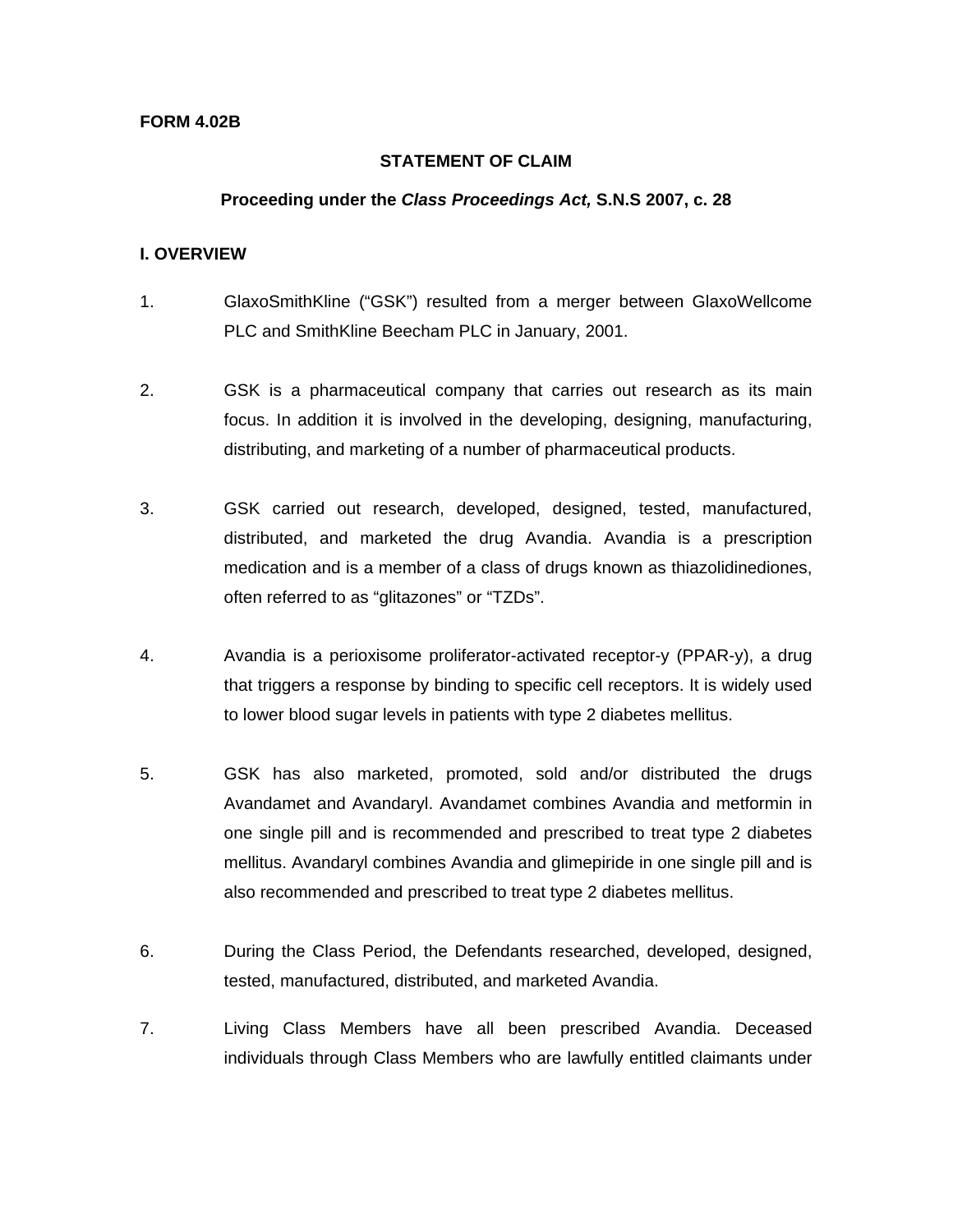**FORM 4.02B**

**STATEMENT OF CLAIM**

**Proceeding under the *Class Proceedings Act,* S.N.S 2007, c. 28**

**I. OVERVIEW**

1. GlaxoSmithKline ("GSK") resulted from a merger between GlaxoWellcome PLC and SmithKline Beecham PLC in January, 2001.

2. GSK is a pharmaceutical company that carries out research as its main focus. In addition it is involved in the developing, designing, manufacturing, distributing, and marketing of a number of pharmaceutical products.

3. GSK carried out research, developed, designed, tested, manufactured, distributed, and marketed the drug Avandia. Avandia is a prescription medication and is a member of a class of drugs known as thiazolidinediones, often referred to as "glitazones" or "TZDs".

4. Avandia is a perioxisome proliferator-activated receptor-y (PPAR-y), a drug that triggers a response by binding to specific cell receptors. It is widely used to lower blood sugar levels in patients with type 2 diabetes mellitus.

5. GSK has also marketed, promoted, sold and/or distributed the drugs Avandamet and Avandaryl. Avandamet combines Avandia and metformin in one single pill and is recommended and prescribed to treat type 2 diabetes mellitus. Avandaryl combines Avandia and glimepiride in one single pill and is also recommended and prescribed to treat type 2 diabetes mellitus.

6. During the Class Period, the Defendants researched, developed, designed, tested, manufactured, distributed, and marketed Avandia.

7. Living Class Members have all been prescribed Avandia. Deceased individuals through Class Members who are lawfully entitled claimants under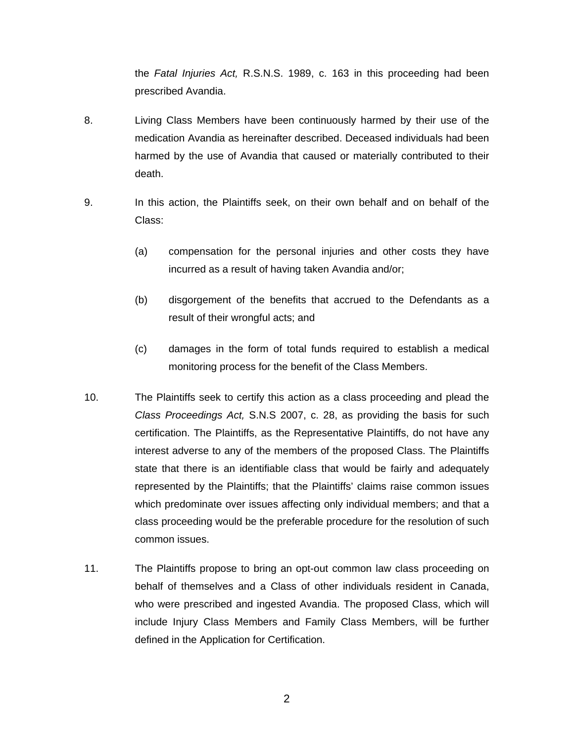the *Fatal Injuries Act,* R.S.N.S. 1989, c. 163 in this proceeding had been prescribed Avandia.

8. Living Class Members have been continuously harmed by their use of the medication Avandia as hereinafter described. Deceased individuals had been harmed by the use of Avandia that caused or materially contributed to their death.

9. In this action, the Plaintiffs seek, on their own behalf and on behalf of the Class:

   (a) compensation for the personal injuries and other costs they have incurred as a result of having taken Avandia and/or;

   (b) disgorgement of the benefits that accrued to the Defendants as a result of their wrongful acts; and

   (c) damages in the form of total funds required to establish a medical monitoring process for the benefit of the Class Members.

10. The Plaintiffs seek to certify this action as a class proceeding and plead the *Class Proceedings Act,* S.N.S 2007, c. 28, as providing the basis for such certification. The Plaintiffs, as the Representative Plaintiffs, do not have any interest adverse to any of the members of the proposed Class. The Plaintiffs state that there is an identifiable class that would be fairly and adequately represented by the Plaintiffs; that the Plaintiffs' claims raise common issues which predominate over issues affecting only individual members; and that a class proceeding would be the preferable procedure for the resolution of such common issues.

11. The Plaintiffs propose to bring an opt-out common law class proceeding on behalf of themselves and a Class of other individuals resident in Canada, who were prescribed and ingested Avandia. The proposed Class, which will include Injury Class Members and Family Class Members, will be further defined in the Application for Certification.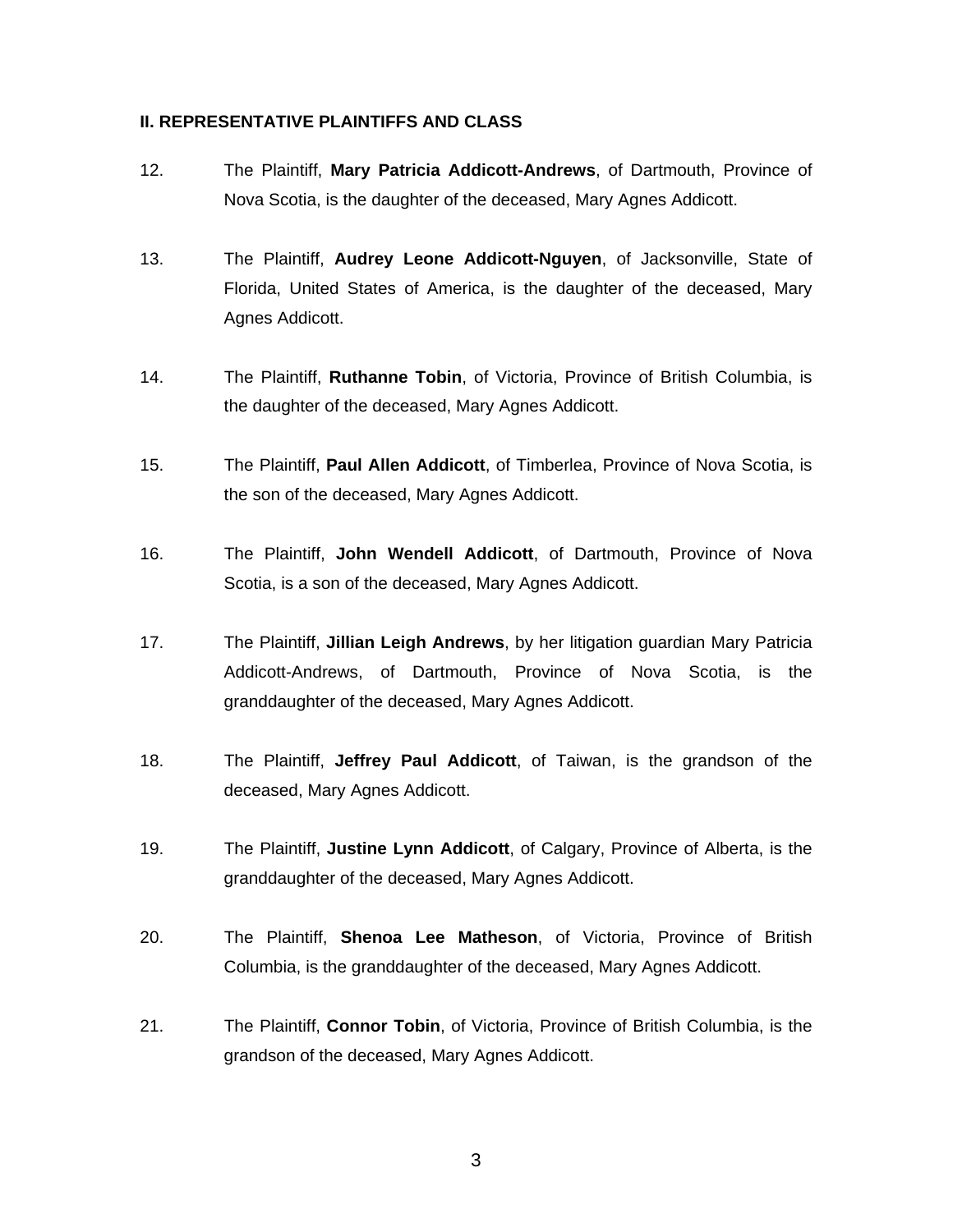**II. REPRESENTATIVE PLAINTIFFS AND CLASS**

12. The Plaintiff, **Mary Patricia Addicott-Andrews**, of Dartmouth, Province of Nova Scotia, is the daughter of the deceased, Mary Agnes Addicott.

13. The Plaintiff, **Audrey Leone Addicott-Nguyen**, of Jacksonville, State of Florida, United States of America, is the daughter of the deceased, Mary Agnes Addicott.

14. The Plaintiff, **Ruthanne Tobin**, of Victoria, Province of British Columbia, is the daughter of the deceased, Mary Agnes Addicott.

15. The Plaintiff, **Paul Allen Addicott**, of Timberlea, Province of Nova Scotia, is the son of the deceased, Mary Agnes Addicott.

16. The Plaintiff, **John Wendell Addicott**, of Dartmouth, Province of Nova Scotia, is a son of the deceased, Mary Agnes Addicott.

17. The Plaintiff, **Jillian Leigh Andrews**, by her litigation guardian Mary Patricia Addicott-Andrews, of Dartmouth, Province of Nova Scotia, is the granddaughter of the deceased, Mary Agnes Addicott.

18. The Plaintiff, **Jeffrey Paul Addicott**, of Taiwan, is the grandson of the deceased, Mary Agnes Addicott.

19. The Plaintiff, **Justine Lynn Addicott**, of Calgary, Province of Alberta, is the granddaughter of the deceased, Mary Agnes Addicott.

20. The Plaintiff, **Shenoa Lee Matheson**, of Victoria, Province of British Columbia, is the granddaughter of the deceased, Mary Agnes Addicott.

21. The Plaintiff, **Connor Tobin**, of Victoria, Province of British Columbia, is the grandson of the deceased, Mary Agnes Addicott.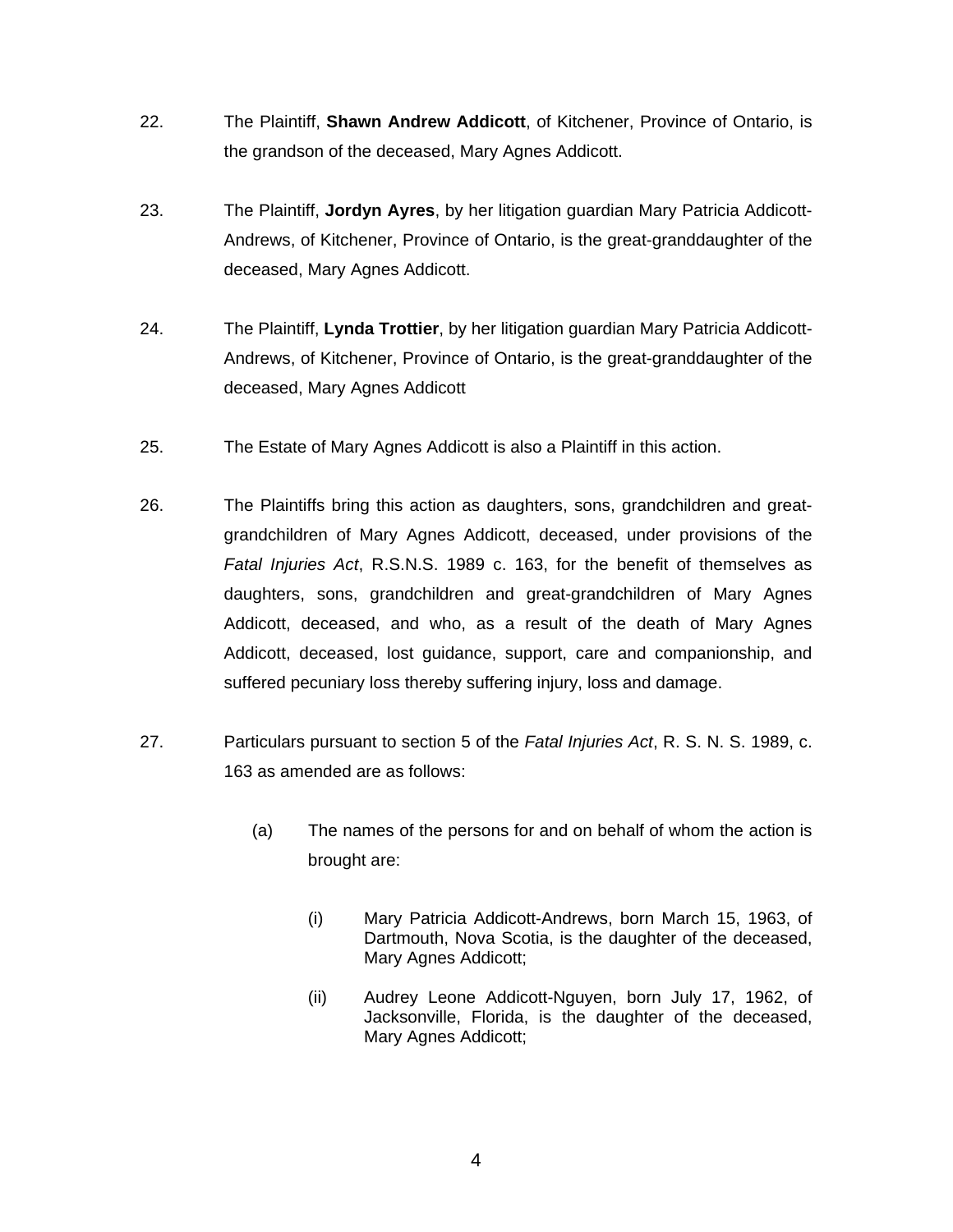22. The Plaintiff, **Shawn Andrew Addicott**, of Kitchener, Province of Ontario, is the grandson of the deceased, Mary Agnes Addicott.

23. The Plaintiff, **Jordyn Ayres**, by her litigation guardian Mary Patricia Addicott-Andrews, of Kitchener, Province of Ontario, is the great-granddaughter of the deceased, Mary Agnes Addicott.

24. The Plaintiff, **Lynda Trottier**, by her litigation guardian Mary Patricia Addicott-Andrews, of Kitchener, Province of Ontario, is the great-granddaughter of the deceased, Mary Agnes Addicott

25. The Estate of Mary Agnes Addicott is also a Plaintiff in this action.

26. The Plaintiffs bring this action as daughters, sons, grandchildren and great-grandchildren of Mary Agnes Addicott, deceased, under provisions of the *Fatal Injuries Act*, R.S.N.S. 1989 c. 163, for the benefit of themselves as daughters, sons, grandchildren and great-grandchildren of Mary Agnes Addicott, deceased, and who, as a result of the death of Mary Agnes Addicott, deceased, lost guidance, support, care and companionship, and suffered pecuniary loss thereby suffering injury, loss and damage.

27. Particulars pursuant to section 5 of the *Fatal Injuries Act*, R. S. N. S. 1989, c. 163 as amended are as follows:

    (a) The names of the persons for and on behalf of whom the action is brought are:

        (i) Mary Patricia Addicott-Andrews, born March 15, 1963, of Dartmouth, Nova Scotia, is the daughter of the deceased, Mary Agnes Addicott;

        (ii) Audrey Leone Addicott-Nguyen, born July 17, 1962, of Jacksonville, Florida, is the daughter of the deceased, Mary Agnes Addicott;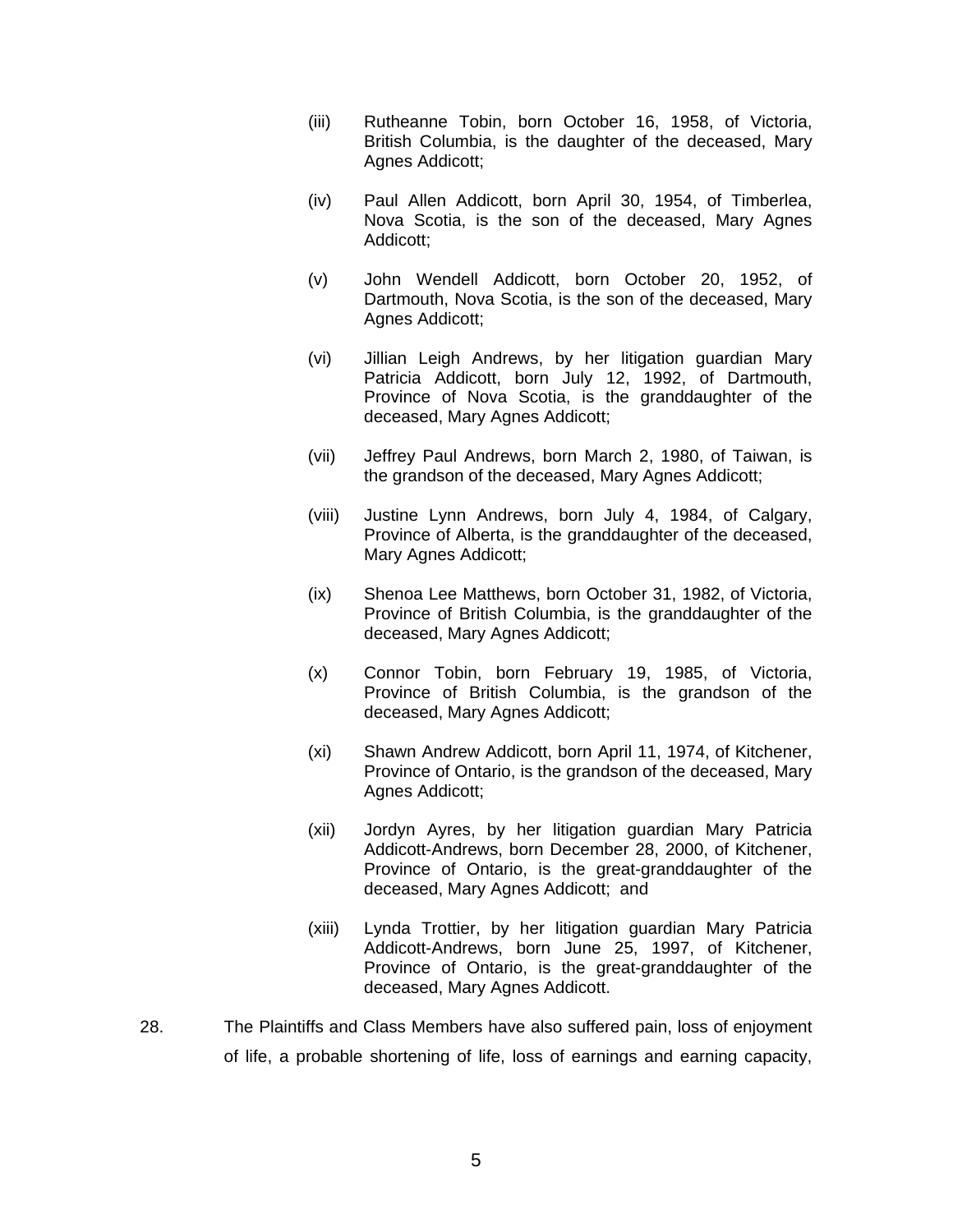(iii) Rutheanne Tobin, born October 16, 1958, of Victoria, British Columbia, is the daughter of the deceased, Mary Agnes Addicott;

(iv) Paul Allen Addicott, born April 30, 1954, of Timberlea, Nova Scotia, is the son of the deceased, Mary Agnes Addicott;

(v) John Wendell Addicott, born October 20, 1952, of Dartmouth, Nova Scotia, is the son of the deceased, Mary Agnes Addicott;

(vi) Jillian Leigh Andrews, by her litigation guardian Mary Patricia Addicott, born July 12, 1992, of Dartmouth, Province of Nova Scotia, is the granddaughter of the deceased, Mary Agnes Addicott;

(vii) Jeffrey Paul Andrews, born March 2, 1980, of Taiwan, is the grandson of the deceased, Mary Agnes Addicott;

(viii) Justine Lynn Andrews, born July 4, 1984, of Calgary, Province of Alberta, is the granddaughter of the deceased, Mary Agnes Addicott;

(ix) Shenoa Lee Matthews, born October 31, 1982, of Victoria, Province of British Columbia, is the granddaughter of the deceased, Mary Agnes Addicott;

(x) Connor Tobin, born February 19, 1985, of Victoria, Province of British Columbia, is the grandson of the deceased, Mary Agnes Addicott;

(xi) Shawn Andrew Addicott, born April 11, 1974, of Kitchener, Province of Ontario, is the grandson of the deceased, Mary Agnes Addicott;

(xii) Jordyn Ayres, by her litigation guardian Mary Patricia Addicott-Andrews, born December 28, 2000, of Kitchener, Province of Ontario, is the great-granddaughter of the deceased, Mary Agnes Addicott; and

(xiii) Lynda Trottier, by her litigation guardian Mary Patricia Addicott-Andrews, born June 25, 1997, of Kitchener, Province of Ontario, is the great-granddaughter of the deceased, Mary Agnes Addicott.

28. The Plaintiffs and Class Members have also suffered pain, loss of enjoyment of life, a probable shortening of life, loss of earnings and earning capacity,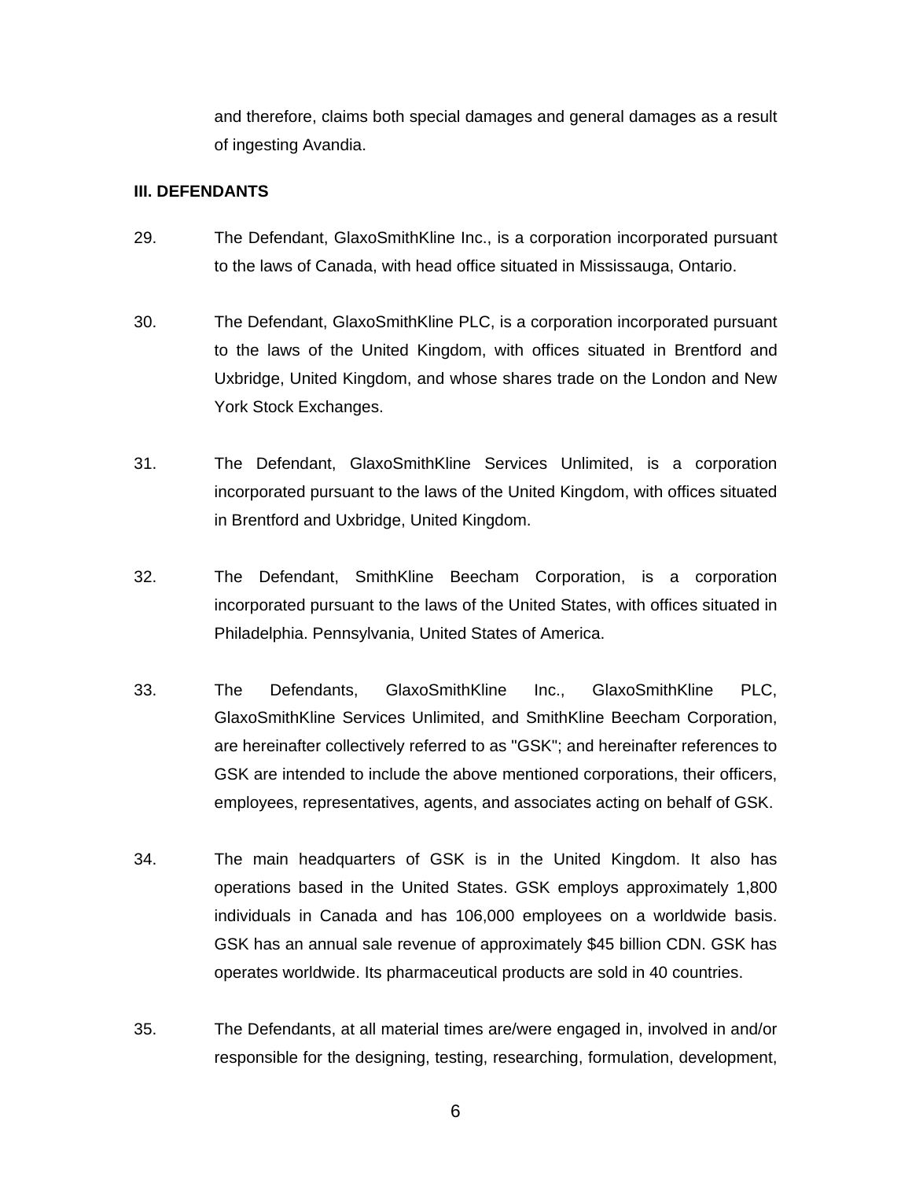and therefore, claims both special damages and general damages as a result of ingesting Avandia.

**III. DEFENDANTS**

29. The Defendant, GlaxoSmithKline Inc., is a corporation incorporated pursuant to the laws of Canada, with head office situated in Mississauga, Ontario.

30. The Defendant, GlaxoSmithKline PLC, is a corporation incorporated pursuant to the laws of the United Kingdom, with offices situated in Brentford and Uxbridge, United Kingdom, and whose shares trade on the London and New York Stock Exchanges.

31. The Defendant, GlaxoSmithKline Services Unlimited, is a corporation incorporated pursuant to the laws of the United Kingdom, with offices situated in Brentford and Uxbridge, United Kingdom.

32. The Defendant, SmithKline Beecham Corporation, is a corporation incorporated pursuant to the laws of the United States, with offices situated in Philadelphia. Pennsylvania, United States of America.

33. The Defendants, GlaxoSmithKline Inc., GlaxoSmithKline PLC, GlaxoSmithKline Services Unlimited, and SmithKline Beecham Corporation, are hereinafter collectively referred to as "GSK"; and hereinafter references to GSK are intended to include the above mentioned corporations, their officers, employees, representatives, agents, and associates acting on behalf of GSK.

34. The main headquarters of GSK is in the United Kingdom. It also has operations based in the United States. GSK employs approximately 1,800 individuals in Canada and has 106,000 employees on a worldwide basis. GSK has an annual sale revenue of approximately $45 billion CDN. GSK has operates worldwide. Its pharmaceutical products are sold in 40 countries.

35. The Defendants, at all material times are/were engaged in, involved in and/or responsible for the designing, testing, researching, formulation, development,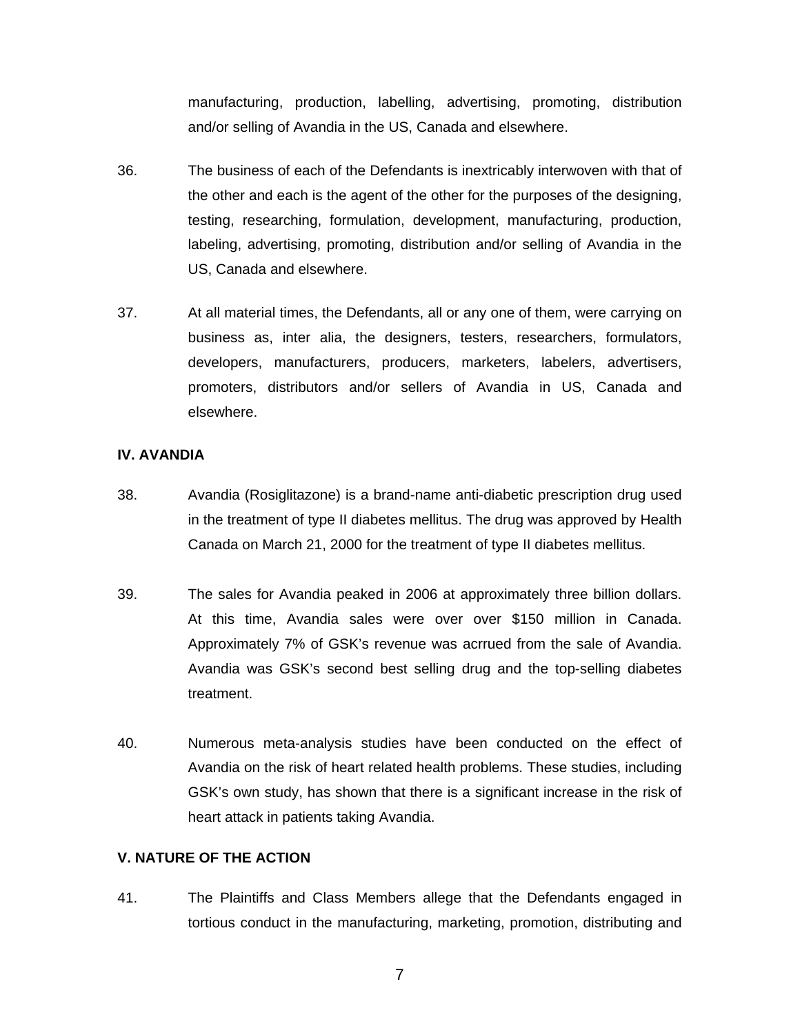manufacturing, production, labelling, advertising, promoting, distribution and/or selling of Avandia in the US, Canada and elsewhere.

36. The business of each of the Defendants is inextricably interwoven with that of the other and each is the agent of the other for the purposes of the designing, testing, researching, formulation, development, manufacturing, production, labeling, advertising, promoting, distribution and/or selling of Avandia in the US, Canada and elsewhere.

37. At all material times, the Defendants, all or any one of them, were carrying on business as, inter alia, the designers, testers, researchers, formulators, developers, manufacturers, producers, marketers, labelers, advertisers, promoters, distributors and/or sellers of Avandia in US, Canada and elsewhere.

**IV. AVANDIA**

38. Avandia (Rosiglitazone) is a brand-name anti-diabetic prescription drug used in the treatment of type II diabetes mellitus. The drug was approved by Health Canada on March 21, 2000 for the treatment of type II diabetes mellitus.

39. The sales for Avandia peaked in 2006 at approximately three billion dollars. At this time, Avandia sales were over over $150 million in Canada. Approximately 7% of GSK's revenue was acrrued from the sale of Avandia. Avandia was GSK's second best selling drug and the top-selling diabetes treatment.

40. Numerous meta-analysis studies have been conducted on the effect of Avandia on the risk of heart related health problems. These studies, including GSK's own study, has shown that there is a significant increase in the risk of heart attack in patients taking Avandia.

**V. NATURE OF THE ACTION**

41. The Plaintiffs and Class Members allege that the Defendants engaged in tortious conduct in the manufacturing, marketing, promotion, distributing and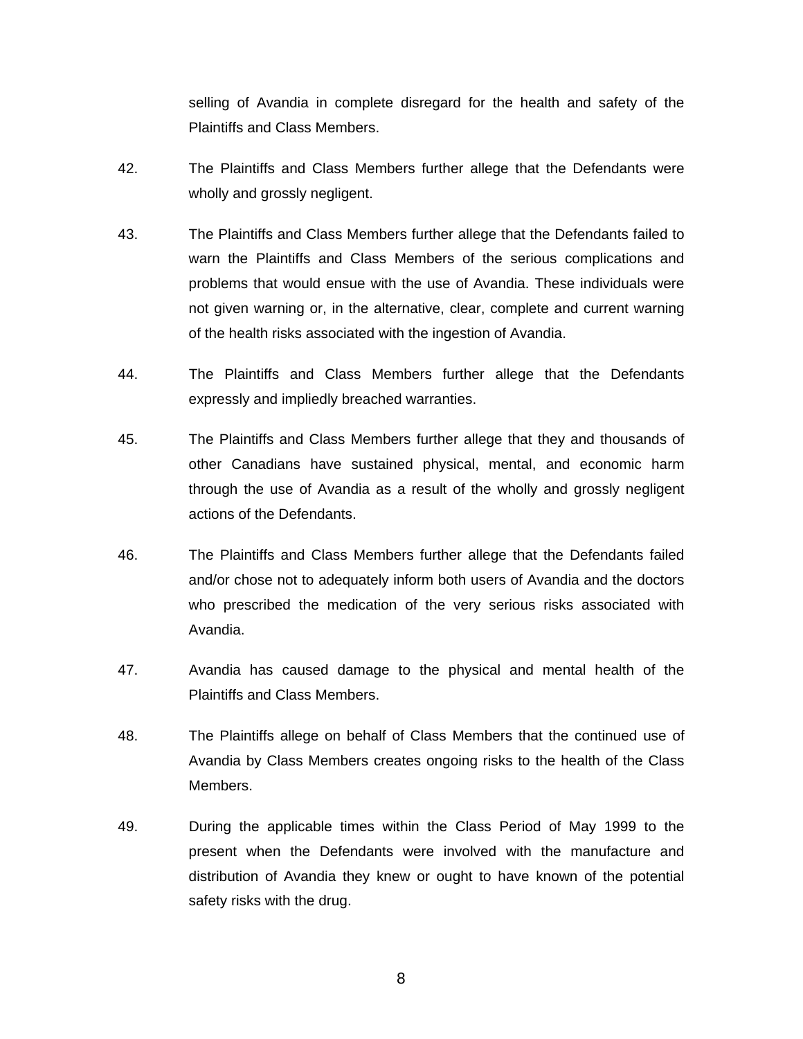selling of Avandia in complete disregard for the health and safety of the Plaintiffs and Class Members.

42. The Plaintiffs and Class Members further allege that the Defendants were wholly and grossly negligent.

43. The Plaintiffs and Class Members further allege that the Defendants failed to warn the Plaintiffs and Class Members of the serious complications and problems that would ensue with the use of Avandia. These individuals were not given warning or, in the alternative, clear, complete and current warning of the health risks associated with the ingestion of Avandia.

44. The Plaintiffs and Class Members further allege that the Defendants expressly and impliedly breached warranties.

45. The Plaintiffs and Class Members further allege that they and thousands of other Canadians have sustained physical, mental, and economic harm through the use of Avandia as a result of the wholly and grossly negligent actions of the Defendants.

46. The Plaintiffs and Class Members further allege that the Defendants failed and/or chose not to adequately inform both users of Avandia and the doctors who prescribed the medication of the very serious risks associated with Avandia.

47. Avandia has caused damage to the physical and mental health of the Plaintiffs and Class Members.

48. The Plaintiffs allege on behalf of Class Members that the continued use of Avandia by Class Members creates ongoing risks to the health of the Class Members.

49. During the applicable times within the Class Period of May 1999 to the present when the Defendants were involved with the manufacture and distribution of Avandia they knew or ought to have known of the potential safety risks with the drug.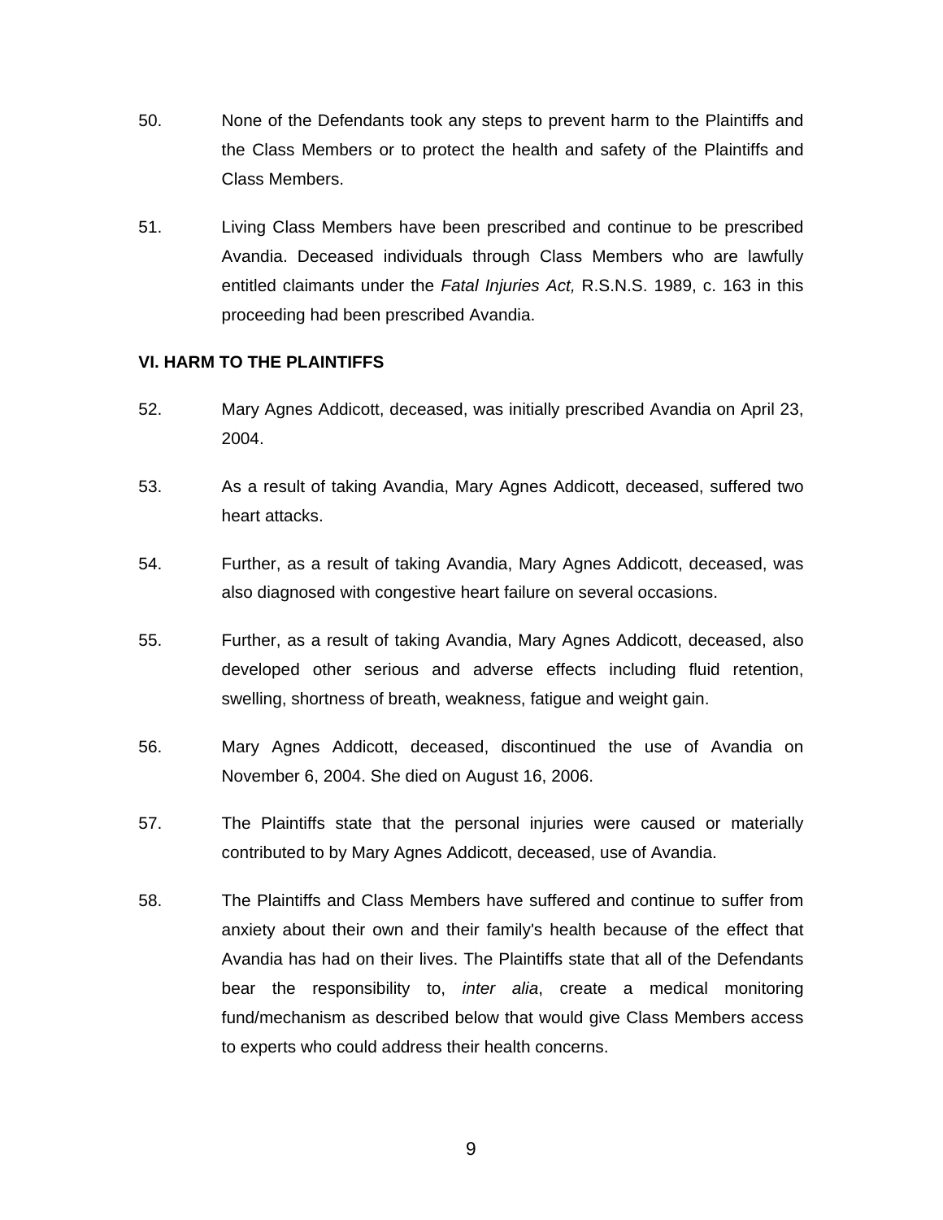50. None of the Defendants took any steps to prevent harm to the Plaintiffs and the Class Members or to protect the health and safety of the Plaintiffs and Class Members.

51. Living Class Members have been prescribed and continue to be prescribed Avandia. Deceased individuals through Class Members who are lawfully entitled claimants under the *Fatal Injuries Act,* R.S.N.S. 1989, c. 163 in this proceeding had been prescribed Avandia.

**VI. HARM TO THE PLAINTIFFS**

52. Mary Agnes Addicott, deceased, was initially prescribed Avandia on April 23, 2004.

53. As a result of taking Avandia, Mary Agnes Addicott, deceased, suffered two heart attacks.

54. Further, as a result of taking Avandia, Mary Agnes Addicott, deceased, was also diagnosed with congestive heart failure on several occasions.

55. Further, as a result of taking Avandia, Mary Agnes Addicott, deceased, also developed other serious and adverse effects including fluid retention, swelling, shortness of breath, weakness, fatigue and weight gain.

56. Mary Agnes Addicott, deceased, discontinued the use of Avandia on November 6, 2004. She died on August 16, 2006.

57. The Plaintiffs state that the personal injuries were caused or materially contributed to by Mary Agnes Addicott, deceased, use of Avandia.

58. The Plaintiffs and Class Members have suffered and continue to suffer from anxiety about their own and their family's health because of the effect that Avandia has had on their lives. The Plaintiffs state that all of the Defendants bear the responsibility to, *inter alia*, create a medical monitoring fund/mechanism as described below that would give Class Members access to experts who could address their health concerns.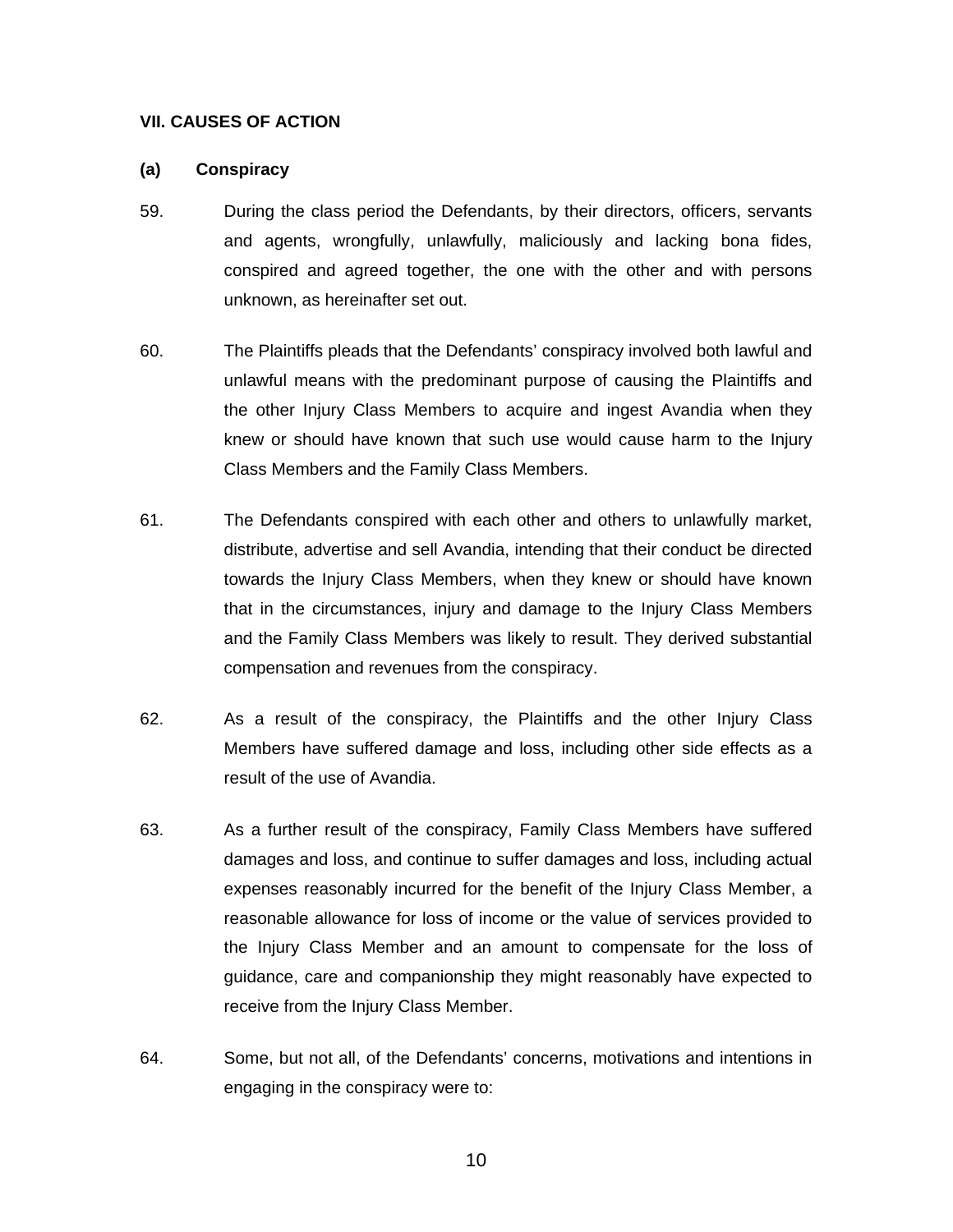## VII. CAUSES OF ACTION

### (a) Conspiracy

59. During the class period the Defendants, by their directors, officers, servants and agents, wrongfully, unlawfully, maliciously and lacking bona fides, conspired and agreed together, the one with the other and with persons unknown, as hereinafter set out.

60. The Plaintiffs pleads that the Defendants' conspiracy involved both lawful and unlawful means with the predominant purpose of causing the Plaintiffs and the other Injury Class Members to acquire and ingest Avandia when they knew or should have known that such use would cause harm to the Injury Class Members and the Family Class Members.

61. The Defendants conspired with each other and others to unlawfully market, distribute, advertise and sell Avandia, intending that their conduct be directed towards the Injury Class Members, when they knew or should have known that in the circumstances, injury and damage to the Injury Class Members and the Family Class Members was likely to result. They derived substantial compensation and revenues from the conspiracy.

62. As a result of the conspiracy, the Plaintiffs and the other Injury Class Members have suffered damage and loss, including other side effects as a result of the use of Avandia.

63. As a further result of the conspiracy, Family Class Members have suffered damages and loss, and continue to suffer damages and loss, including actual expenses reasonably incurred for the benefit of the Injury Class Member, a reasonable allowance for loss of income or the value of services provided to the Injury Class Member and an amount to compensate for the loss of guidance, care and companionship they might reasonably have expected to receive from the Injury Class Member.

64. Some, but not all, of the Defendants' concerns, motivations and intentions in engaging in the conspiracy were to: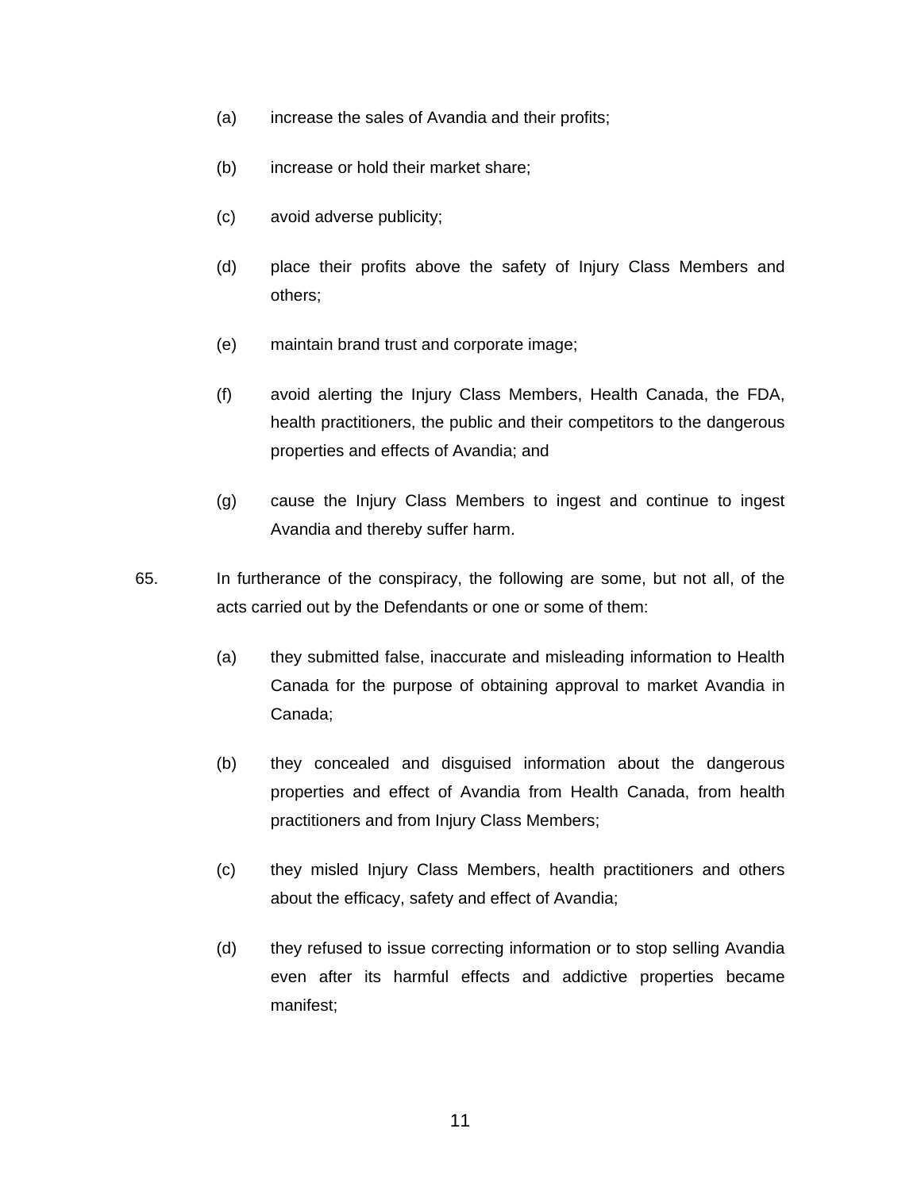(a) increase the sales of Avandia and their profits;

(b) increase or hold their market share;

(c) avoid adverse publicity;

(d) place their profits above the safety of Injury Class Members and others;

(e) maintain brand trust and corporate image;

(f) avoid alerting the Injury Class Members, Health Canada, the FDA, health practitioners, the public and their competitors to the dangerous properties and effects of Avandia; and

(g) cause the Injury Class Members to ingest and continue to ingest Avandia and thereby suffer harm.

65. In furtherance of the conspiracy, the following are some, but not all, of the acts carried out by the Defendants or one or some of them:

(a) they submitted false, inaccurate and misleading information to Health Canada for the purpose of obtaining approval to market Avandia in Canada;

(b) they concealed and disguised information about the dangerous properties and effect of Avandia from Health Canada, from health practitioners and from Injury Class Members;

(c) they misled Injury Class Members, health practitioners and others about the efficacy, safety and effect of Avandia;

(d) they refused to issue correcting information or to stop selling Avandia even after its harmful effects and addictive properties became manifest;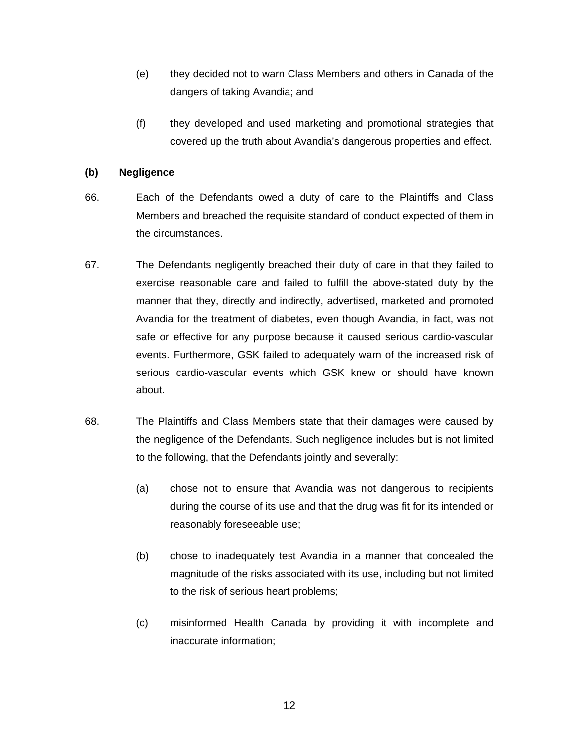(e) they decided not to warn Class Members and others in Canada of the dangers of taking Avandia; and

(f) they developed and used marketing and promotional strategies that covered up the truth about Avandia's dangerous properties and effect.

**(b) Negligence**

66. Each of the Defendants owed a duty of care to the Plaintiffs and Class Members and breached the requisite standard of conduct expected of them in the circumstances.

67. The Defendants negligently breached their duty of care in that they failed to exercise reasonable care and failed to fulfill the above-stated duty by the manner that they, directly and indirectly, advertised, marketed and promoted Avandia for the treatment of diabetes, even though Avandia, in fact, was not safe or effective for any purpose because it caused serious cardio-vascular events. Furthermore, GSK failed to adequately warn of the increased risk of serious cardio-vascular events which GSK knew or should have known about.

68. The Plaintiffs and Class Members state that their damages were caused by the negligence of the Defendants. Such negligence includes but is not limited to the following, that the Defendants jointly and severally:

(a) chose not to ensure that Avandia was not dangerous to recipients during the course of its use and that the drug was fit for its intended or reasonably foreseeable use;

(b) chose to inadequately test Avandia in a manner that concealed the magnitude of the risks associated with its use, including but not limited to the risk of serious heart problems;

(c) misinformed Health Canada by providing it with incomplete and inaccurate information;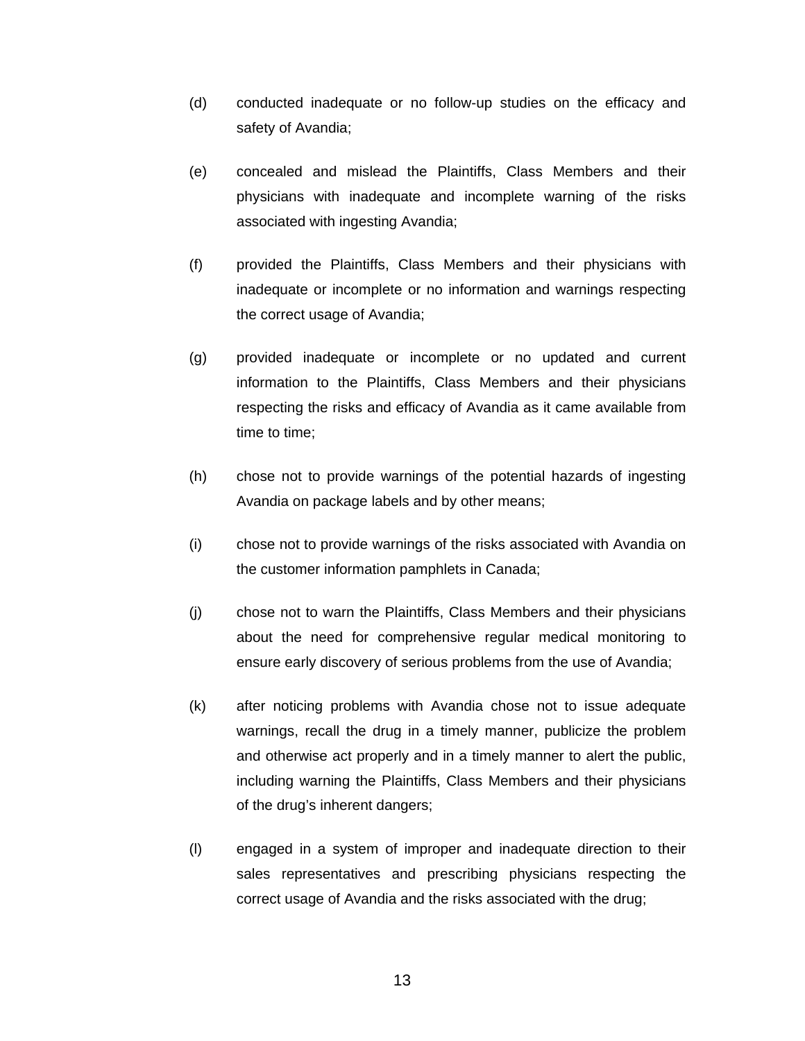(d) conducted inadequate or no follow-up studies on the efficacy and safety of Avandia;

(e) concealed and mislead the Plaintiffs, Class Members and their physicians with inadequate and incomplete warning of the risks associated with ingesting Avandia;

(f) provided the Plaintiffs, Class Members and their physicians with inadequate or incomplete or no information and warnings respecting the correct usage of Avandia;

(g) provided inadequate or incomplete or no updated and current information to the Plaintiffs, Class Members and their physicians respecting the risks and efficacy of Avandia as it came available from time to time;

(h) chose not to provide warnings of the potential hazards of ingesting Avandia on package labels and by other means;

(i) chose not to provide warnings of the risks associated with Avandia on the customer information pamphlets in Canada;

(j) chose not to warn the Plaintiffs, Class Members and their physicians about the need for comprehensive regular medical monitoring to ensure early discovery of serious problems from the use of Avandia;

(k) after noticing problems with Avandia chose not to issue adequate warnings, recall the drug in a timely manner, publicize the problem and otherwise act properly and in a timely manner to alert the public, including warning the Plaintiffs, Class Members and their physicians of the drug's inherent dangers;

(l) engaged in a system of improper and inadequate direction to their sales representatives and prescribing physicians respecting the correct usage of Avandia and the risks associated with the drug;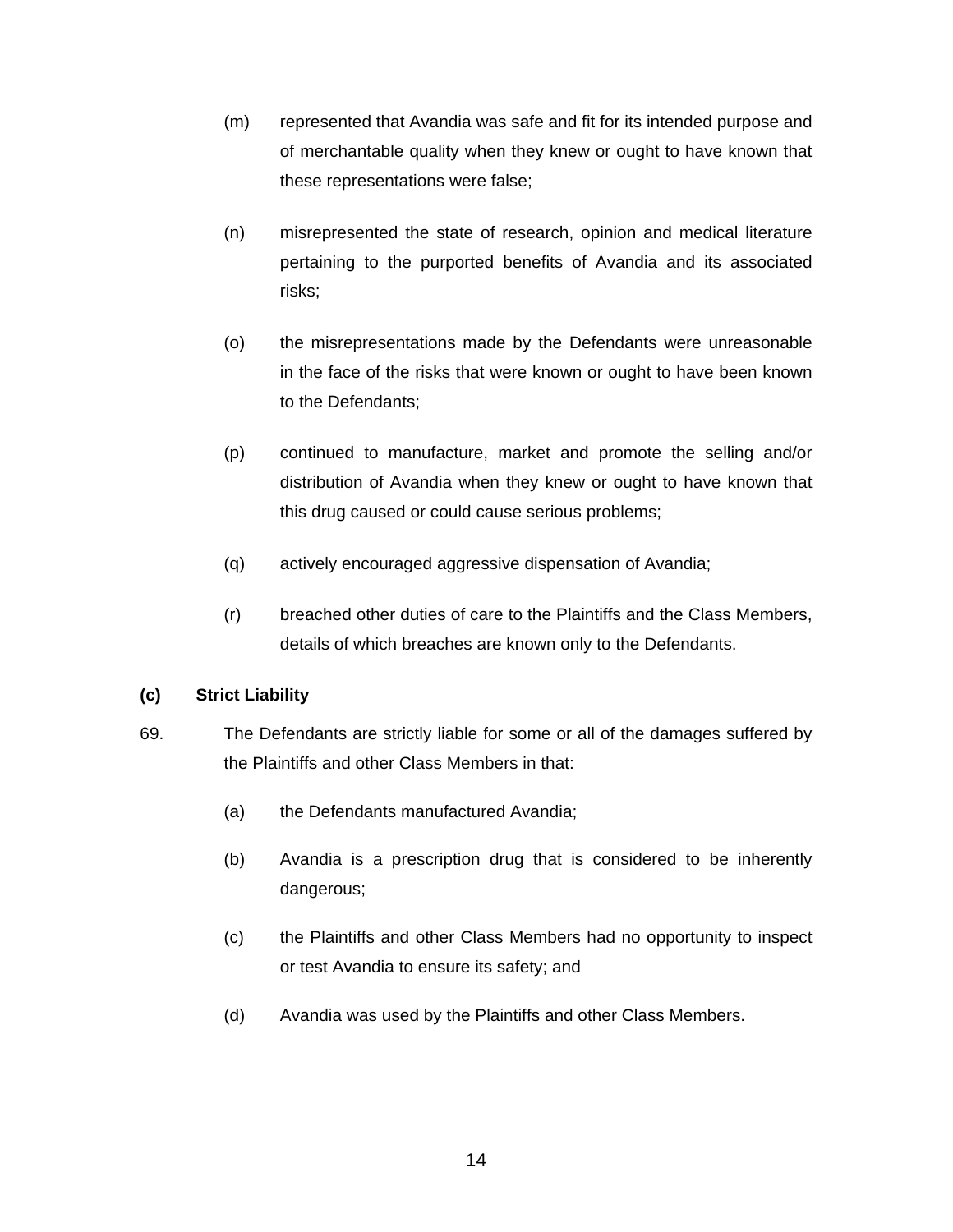(m) represented that Avandia was safe and fit for its intended purpose and of merchantable quality when they knew or ought to have known that these representations were false;

(n) misrepresented the state of research, opinion and medical literature pertaining to the purported benefits of Avandia and its associated risks;

(o) the misrepresentations made by the Defendants were unreasonable in the face of the risks that were known or ought to have been known to the Defendants;

(p) continued to manufacture, market and promote the selling and/or distribution of Avandia when they knew or ought to have known that this drug caused or could cause serious problems;

(q) actively encouraged aggressive dispensation of Avandia;

(r) breached other duties of care to the Plaintiffs and the Class Members, details of which breaches are known only to the Defendants.

**(c) Strict Liability**

69. The Defendants are strictly liable for some or all of the damages suffered by the Plaintiffs and other Class Members in that:

(a) the Defendants manufactured Avandia;

(b) Avandia is a prescription drug that is considered to be inherently dangerous;

(c) the Plaintiffs and other Class Members had no opportunity to inspect or test Avandia to ensure its safety; and

(d) Avandia was used by the Plaintiffs and other Class Members.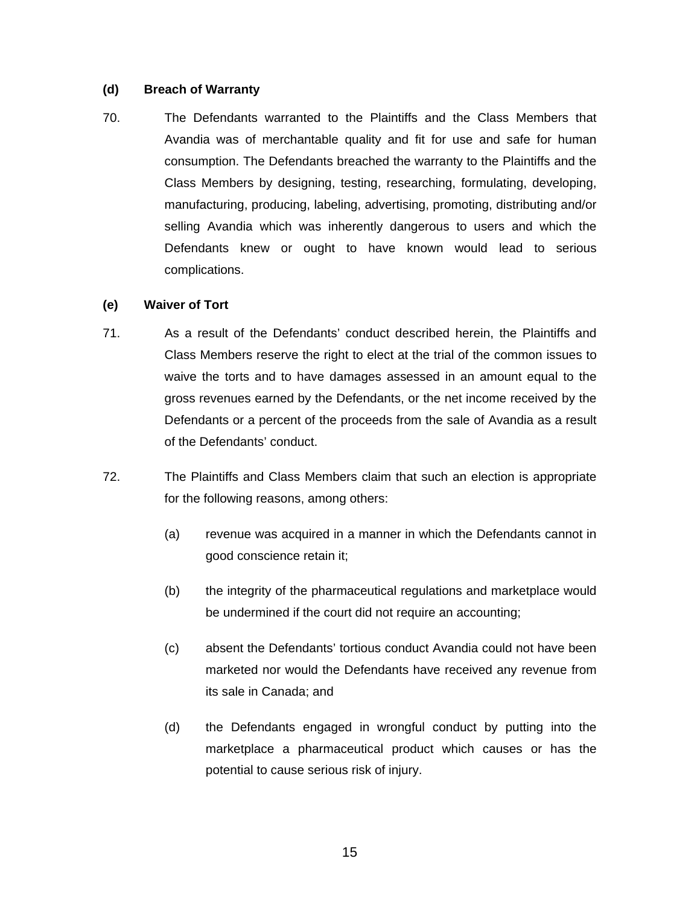**(d) Breach of Warranty**

70. The Defendants warranted to the Plaintiffs and the Class Members that Avandia was of merchantable quality and fit for use and safe for human consumption. The Defendants breached the warranty to the Plaintiffs and the Class Members by designing, testing, researching, formulating, developing, manufacturing, producing, labeling, advertising, promoting, distributing and/or selling Avandia which was inherently dangerous to users and which the Defendants knew or ought to have known would lead to serious complications.

**(e) Waiver of Tort**

71. As a result of the Defendants' conduct described herein, the Plaintiffs and Class Members reserve the right to elect at the trial of the common issues to waive the torts and to have damages assessed in an amount equal to the gross revenues earned by the Defendants, or the net income received by the Defendants or a percent of the proceeds from the sale of Avandia as a result of the Defendants' conduct.

72. The Plaintiffs and Class Members claim that such an election is appropriate for the following reasons, among others:

   (a) revenue was acquired in a manner in which the Defendants cannot in good conscience retain it;

   (b) the integrity of the pharmaceutical regulations and marketplace would be undermined if the court did not require an accounting;

   (c) absent the Defendants' tortious conduct Avandia could not have been marketed nor would the Defendants have received any revenue from its sale in Canada; and

   (d) the Defendants engaged in wrongful conduct by putting into the marketplace a pharmaceutical product which causes or has the potential to cause serious risk of injury.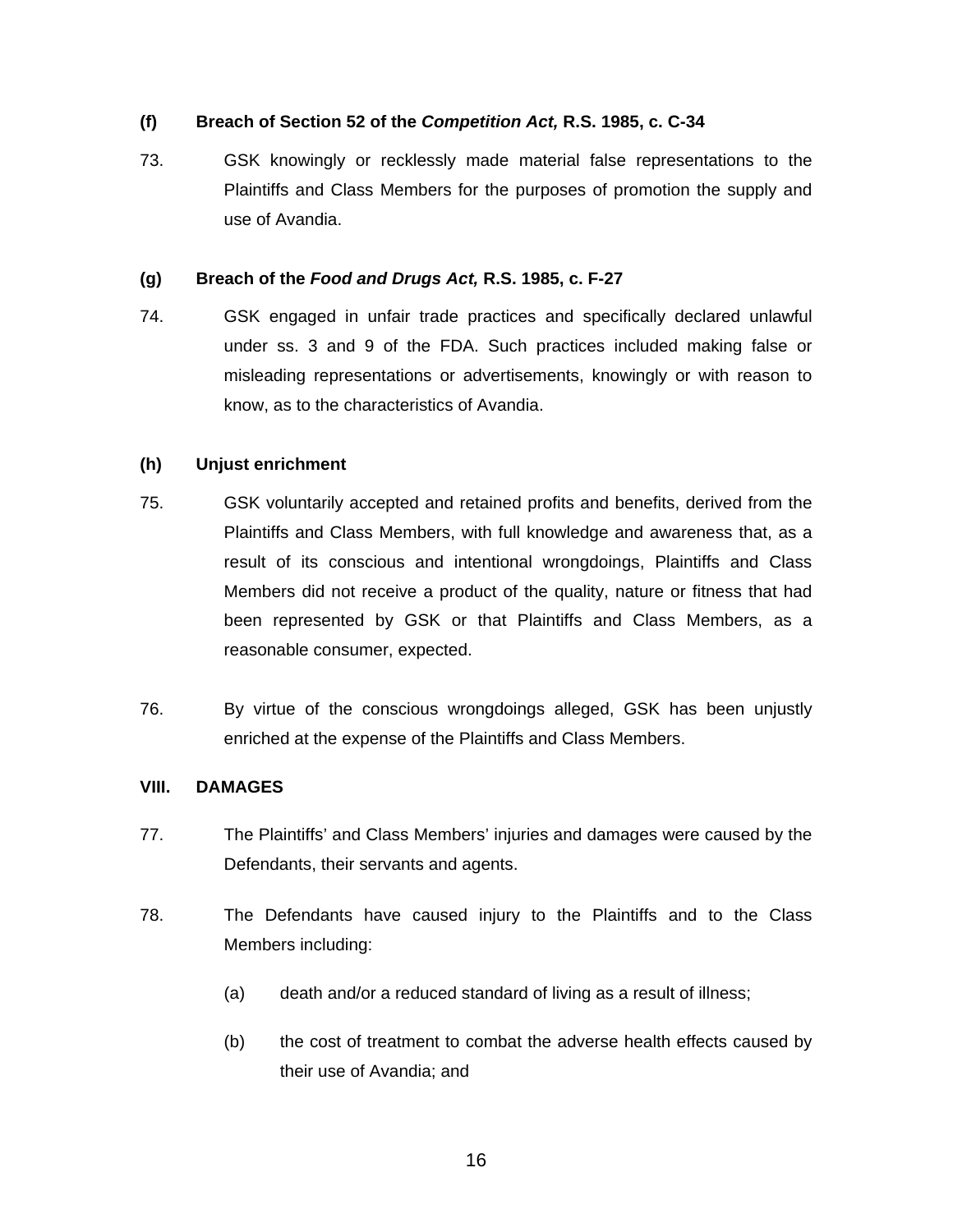**(f) Breach of Section 52 of the *Competition Act,* R.S. 1985, c. C-34**

73. GSK knowingly or recklessly made material false representations to the Plaintiffs and Class Members for the purposes of promotion the supply and use of Avandia.

**(g) Breach of the *Food and Drugs Act,* R.S. 1985, c. F-27**

74. GSK engaged in unfair trade practices and specifically declared unlawful under ss. 3 and 9 of the FDA. Such practices included making false or misleading representations or advertisements, knowingly or with reason to know, as to the characteristics of Avandia.

**(h) Unjust enrichment**

75. GSK voluntarily accepted and retained profits and benefits, derived from the Plaintiffs and Class Members, with full knowledge and awareness that, as a result of its conscious and intentional wrongdoings, Plaintiffs and Class Members did not receive a product of the quality, nature or fitness that had been represented by GSK or that Plaintiffs and Class Members, as a reasonable consumer, expected.

76. By virtue of the conscious wrongdoings alleged, GSK has been unjustly enriched at the expense of the Plaintiffs and Class Members.

## VIII. DAMAGES

77. The Plaintiffs' and Class Members' injuries and damages were caused by the Defendants, their servants and agents.

78. The Defendants have caused injury to the Plaintiffs and to the Class Members including:

   (a) death and/or a reduced standard of living as a result of illness;

   (b) the cost of treatment to combat the adverse health effects caused by their use of Avandia; and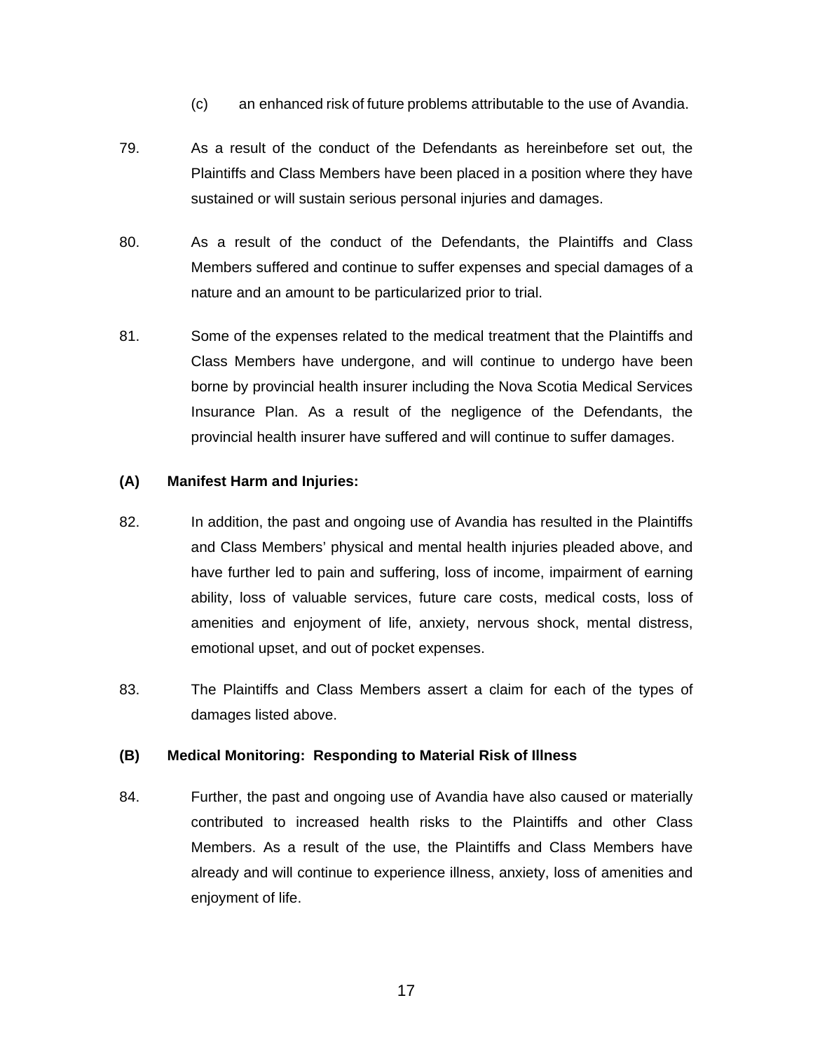(c) an enhanced risk of future problems attributable to the use of Avandia.

79. As a result of the conduct of the Defendants as hereinbefore set out, the Plaintiffs and Class Members have been placed in a position where they have sustained or will sustain serious personal injuries and damages.

80. As a result of the conduct of the Defendants, the Plaintiffs and Class Members suffered and continue to suffer expenses and special damages of a nature and an amount to be particularized prior to trial.

81. Some of the expenses related to the medical treatment that the Plaintiffs and Class Members have undergone, and will continue to undergo have been borne by provincial health insurer including the Nova Scotia Medical Services Insurance Plan. As a result of the negligence of the Defendants, the provincial health insurer have suffered and will continue to suffer damages.

**(A) Manifest Harm and Injuries:**

82. In addition, the past and ongoing use of Avandia has resulted in the Plaintiffs and Class Members' physical and mental health injuries pleaded above, and have further led to pain and suffering, loss of income, impairment of earning ability, loss of valuable services, future care costs, medical costs, loss of amenities and enjoyment of life, anxiety, nervous shock, mental distress, emotional upset, and out of pocket expenses.

83. The Plaintiffs and Class Members assert a claim for each of the types of damages listed above.

**(B) Medical Monitoring: Responding to Material Risk of Illness**

84. Further, the past and ongoing use of Avandia have also caused or materially contributed to increased health risks to the Plaintiffs and other Class Members. As a result of the use, the Plaintiffs and Class Members have already and will continue to experience illness, anxiety, loss of amenities and enjoyment of life.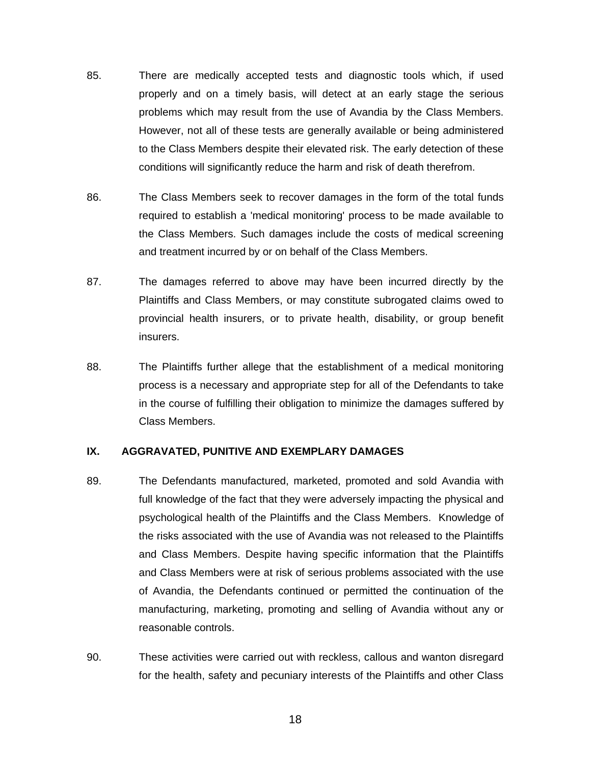85. There are medically accepted tests and diagnostic tools which, if used properly and on a timely basis, will detect at an early stage the serious problems which may result from the use of Avandia by the Class Members. However, not all of these tests are generally available or being administered to the Class Members despite their elevated risk. The early detection of these conditions will significantly reduce the harm and risk of death therefrom.

86. The Class Members seek to recover damages in the form of the total funds required to establish a 'medical monitoring' process to be made available to the Class Members. Such damages include the costs of medical screening and treatment incurred by or on behalf of the Class Members.

87. The damages referred to above may have been incurred directly by the Plaintiffs and Class Members, or may constitute subrogated claims owed to provincial health insurers, or to private health, disability, or group benefit insurers.

88. The Plaintiffs further allege that the establishment of a medical monitoring process is a necessary and appropriate step for all of the Defendants to take in the course of fulfilling their obligation to minimize the damages suffered by Class Members.

## IX. AGGRAVATED, PUNITIVE AND EXEMPLARY DAMAGES

89. The Defendants manufactured, marketed, promoted and sold Avandia with full knowledge of the fact that they were adversely impacting the physical and psychological health of the Plaintiffs and the Class Members. Knowledge of the risks associated with the use of Avandia was not released to the Plaintiffs and Class Members. Despite having specific information that the Plaintiffs and Class Members were at risk of serious problems associated with the use of Avandia, the Defendants continued or permitted the continuation of the manufacturing, marketing, promoting and selling of Avandia without any or reasonable controls.

90. These activities were carried out with reckless, callous and wanton disregard for the health, safety and pecuniary interests of the Plaintiffs and other Class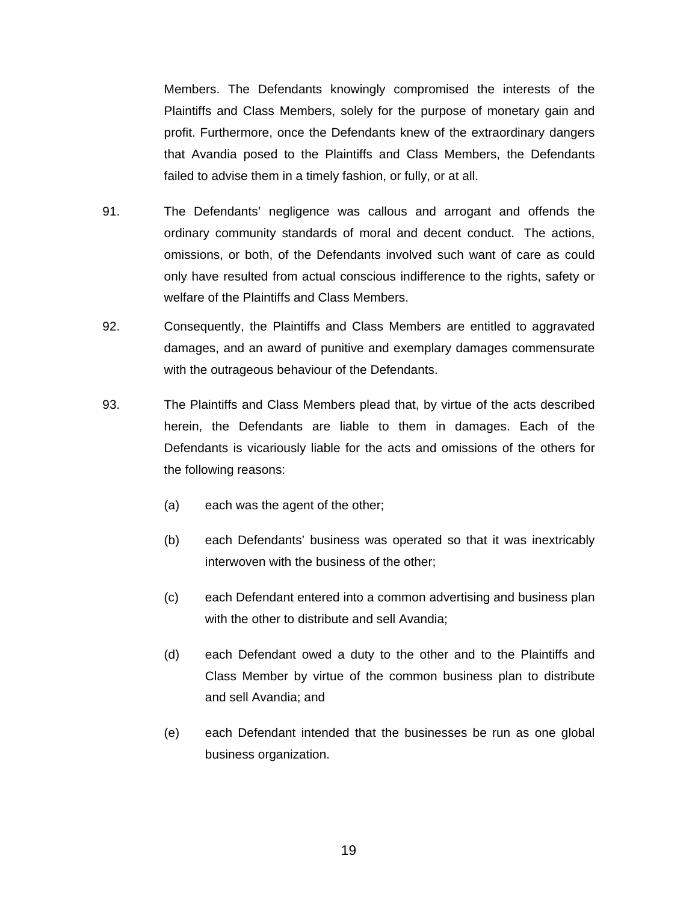Members. The Defendants knowingly compromised the interests of the Plaintiffs and Class Members, solely for the purpose of monetary gain and profit. Furthermore, once the Defendants knew of the extraordinary dangers that Avandia posed to the Plaintiffs and Class Members, the Defendants failed to advise them in a timely fashion, or fully, or at all.

91. The Defendants' negligence was callous and arrogant and offends the ordinary community standards of moral and decent conduct. The actions, omissions, or both, of the Defendants involved such want of care as could only have resulted from actual conscious indifference to the rights, safety or welfare of the Plaintiffs and Class Members.

92. Consequently, the Plaintiffs and Class Members are entitled to aggravated damages, and an award of punitive and exemplary damages commensurate with the outrageous behaviour of the Defendants.

93. The Plaintiffs and Class Members plead that, by virtue of the acts described herein, the Defendants are liable to them in damages. Each of the Defendants is vicariously liable for the acts and omissions of the others for the following reasons:

(a) each was the agent of the other;

(b) each Defendants' business was operated so that it was inextricably interwoven with the business of the other;

(c) each Defendant entered into a common advertising and business plan with the other to distribute and sell Avandia;

(d) each Defendant owed a duty to the other and to the Plaintiffs and Class Member by virtue of the common business plan to distribute and sell Avandia; and

(e) each Defendant intended that the businesses be run as one global business organization.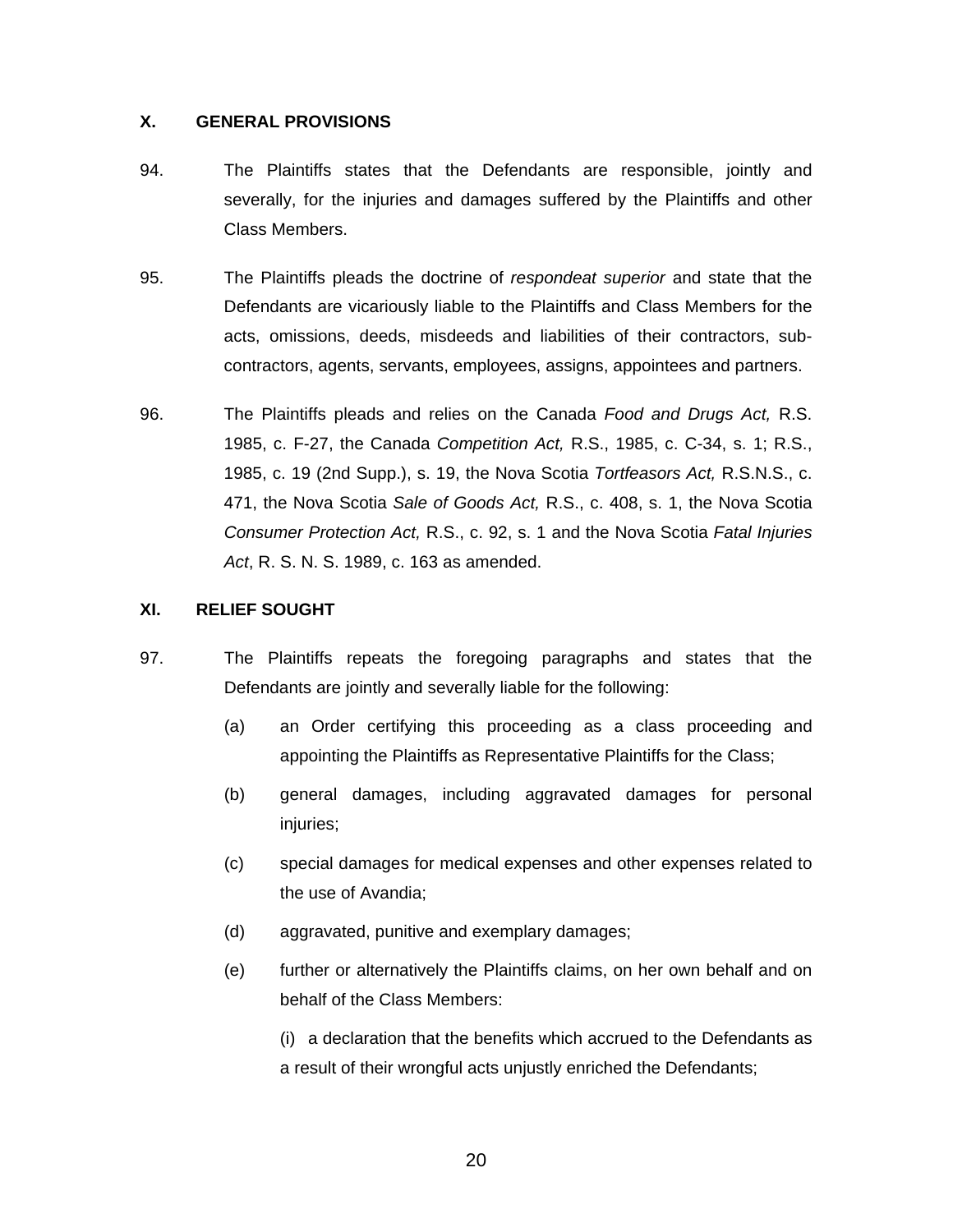## X. GENERAL PROVISIONS

94. The Plaintiffs states that the Defendants are responsible, jointly and severally, for the injuries and damages suffered by the Plaintiffs and other Class Members.

95. The Plaintiffs pleads the doctrine of *respondeat superior* and state that the Defendants are vicariously liable to the Plaintiffs and Class Members for the acts, omissions, deeds, misdeeds and liabilities of their contractors, sub-contractors, agents, servants, employees, assigns, appointees and partners.

96. The Plaintiffs pleads and relies on the Canada *Food and Drugs Act,* R.S. 1985, c. F-27, the Canada *Competition Act,* R.S., 1985, c. C-34, s. 1; R.S., 1985, c. 19 (2nd Supp.), s. 19, the Nova Scotia *Tortfeasors Act,* R.S.N.S., c. 471, the Nova Scotia *Sale of Goods Act,* R.S., c. 408, s. 1, the Nova Scotia *Consumer Protection Act,* R.S., c. 92, s. 1 and the Nova Scotia *Fatal Injuries Act*, R. S. N. S. 1989, c. 163 as amended.

## XI. RELIEF SOUGHT

97. The Plaintiffs repeats the foregoing paragraphs and states that the Defendants are jointly and severally liable for the following:

   (a) an Order certifying this proceeding as a class proceeding and appointing the Plaintiffs as Representative Plaintiffs for the Class;

   (b) general damages, including aggravated damages for personal injuries;

   (c) special damages for medical expenses and other expenses related to the use of Avandia;

   (d) aggravated, punitive and exemplary damages;

   (e) further or alternatively the Plaintiffs claims, on her own behalf and on behalf of the Class Members:

      (i) a declaration that the benefits which accrued to the Defendants as a result of their wrongful acts unjustly enriched the Defendants;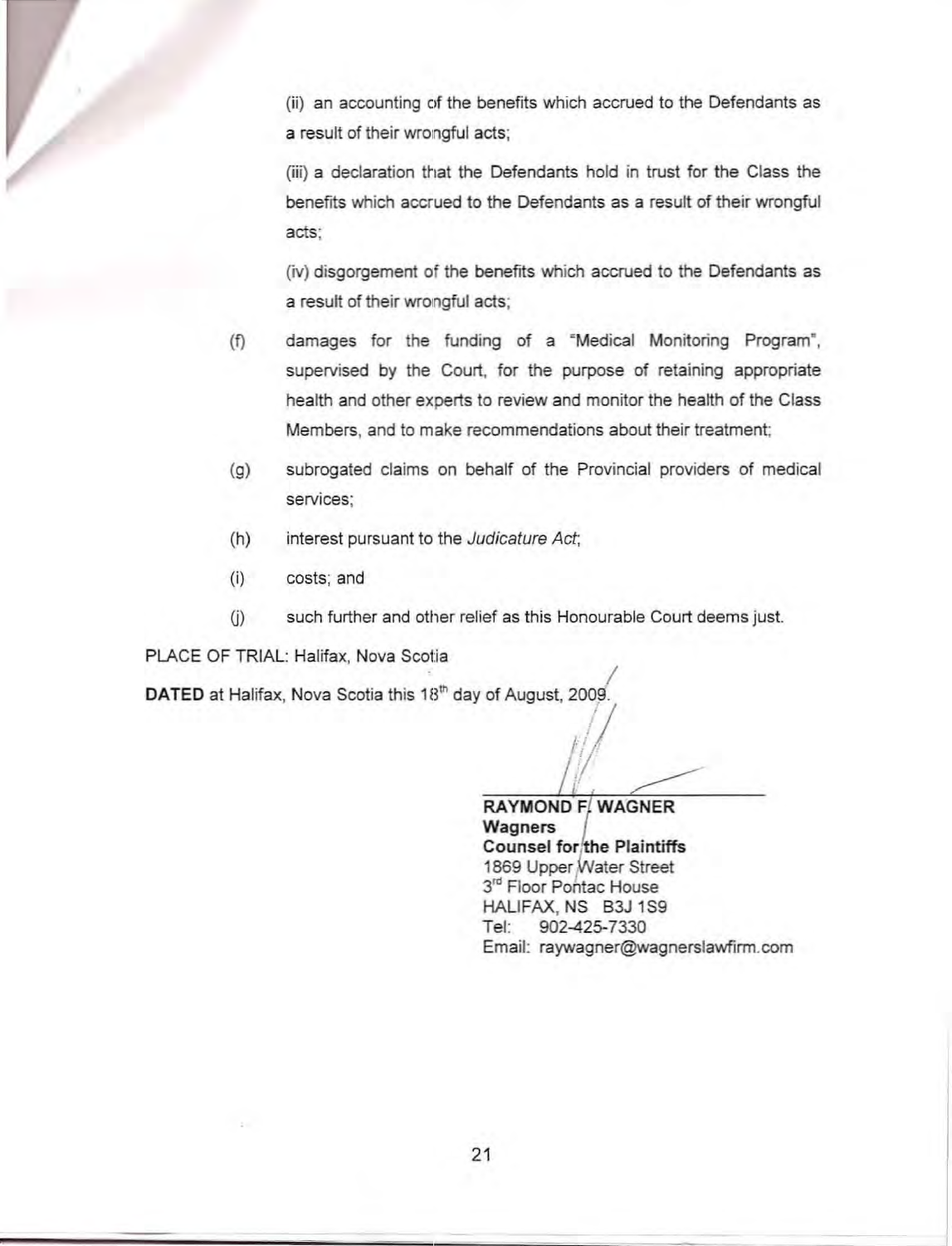(ii) an accounting of the benefits which accrued to the Defendants as a result of their wrongful acts;

(iii) a declaration that the Defendants hold in trust for the Class the benefits which accrued to the Defendants as a result of their wrongful acts;

(iv) disgorgement of the benefits which accrued to the Defendants as a result of their wrongful acts;

(f) damages for the funding of a "Medical Monitoring Program", supervised by the Court, for the purpose of retaining appropriate health and other experts to review and monitor the health of the Class Members, and to make recommendations about their treatment;

(g) subrogated claims on behalf of the Provincial providers of medical services;

(h) interest pursuant to the *Judicature Act*;

(i) costs; and

(j) such further and other relief as this Honourable Court deems just.

PLACE OF TRIAL: Halifax, Nova Scotia

**DATED** at Halifax, Nova Scotia this 18th day of August, 2009.

**RAYMOND F. WAGNER**
**Wagners**
**Counsel for the Plaintiffs**
1869 Upper Water Street
3rd Floor Pontac House
HALIFAX, NS B3J 1S9
Tel: 902-425-7330
Email: raywagner@wagnerslawfirm.com